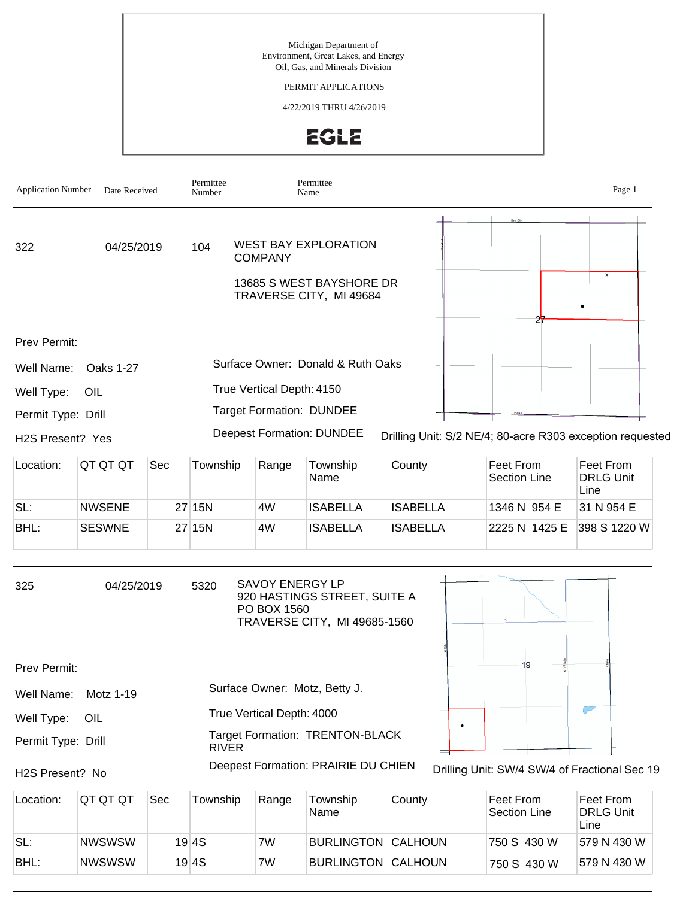Michigan Department of
Environment, Great Lakes, and Energy
Oil, Gas, and Minerals Division

PERMIT APPLICATIONS

4/22/2019 THRU 4/26/2019

EGLE

| Application Number | Date Received | Permittee Number | Permittee Name |
|---|---|---|---|

---

**322** | 04/25/2019 | 104 | WEST BAY EXPLORATION COMPANY

13685 S WEST BAYSHORE DR
TRAVERSE CITY, MI 49684

Prev Permit:

Well Name: Oaks 1-27

Well Type: OIL

Permit Type: Drill

H2S Present? Yes

Surface Owner: Donald & Ruth Oaks

True Vertical Depth: 4150

Target Formation: DUNDEE

Deepest Formation: DUNDEE

Drilling Unit: S/2 NE/4; 80-acre R303 exception requested

| Location: | QT QT QT | Sec | Township | Range | Township Name | County | Feet From Section Line | Feet From DRLG Unit Line |
|---|---|---|---|---|---|---|---|---|
| SL: | NWSENE | 27 | 15N | 4W | ISABELLA | ISABELLA | 1346 N 954 E | 31 N 954 E |
| BHL: | SESWNE | 27 | 15N | 4W | ISABELLA | ISABELLA | 2225 N 1425 E | 398 S 1220 W |

---

**325** | 04/25/2019 | 5320 | SAVOY ENERGY LP

920 HASTINGS STREET, SUITE A
PO BOX 1560
TRAVERSE CITY, MI 49685-1560

Prev Permit:

Well Name: Motz 1-19

Well Type: OIL

Permit Type: Drill

H2S Present? No

Surface Owner: Motz, Betty J.

True Vertical Depth: 4000

Target Formation: TRENTON-BLACK RIVER

Deepest Formation: PRAIRIE DU CHIEN

Drilling Unit: SW/4 SW/4 of Fractional Sec 19

| Location: | QT QT QT | Sec | Township | Range | Township Name | County | Feet From Section Line | Feet From DRLG Unit Line |
|---|---|---|---|---|---|---|---|---|
| SL: | NWSWSW | 19 | 4S | 7W | BURLINGTON | CALHOUN | 750 S 430 W | 579 N 430 W |
| BHL: | NWSWSW | 19 | 4S | 7W | BURLINGTON | CALHOUN | 750 S 430 W | 579 N 430 W |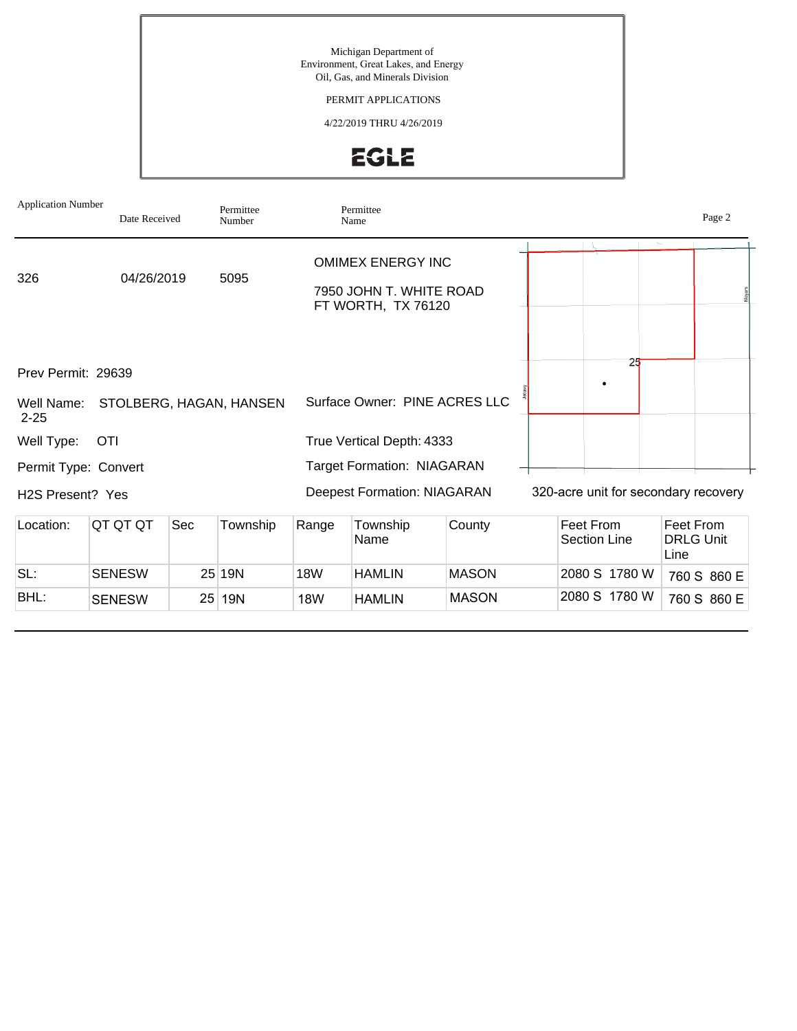Michigan Department of
Environment, Great Lakes, and Energy
Oil, Gas, and Minerals Division

PERMIT APPLICATIONS

4/22/2019 THRU 4/26/2019

EGLE

| Application Number | Date Received | Permittee Number | Permittee Name |
|---|---|---|---|
| 326 | 04/26/2019 | 5095 | OMIMEX ENERGY INC<br>7950 JOHN T. WHITE ROAD<br>FT WORTH, TX 76120 |

Prev Permit: 29639

Well Name: STOLBERG, HAGAN, HANSEN 2-25

Surface Owner: PINE ACRES LLC

Well Type: OTI

True Vertical Depth: 4333

Permit Type: Convert

Target Formation: NIAGARAN

H2S Present? Yes

Deepest Formation: NIAGARAN

320-acre unit for secondary recovery

| Location: | QT QT QT | Sec | Township | Range | Township Name | County | Feet From Section Line | Feet From DRLG Unit Line |
|---|---|---|---|---|---|---|---|---|
| SL: | SENESW | 25 | 19N | 18W | HAMLIN | MASON | 2080 S 1780 W | 760 S 860 E |
| BHL: | SENESW | 25 | 19N | 18W | HAMLIN | MASON | 2080 S 1780 W | 760 S 860 E |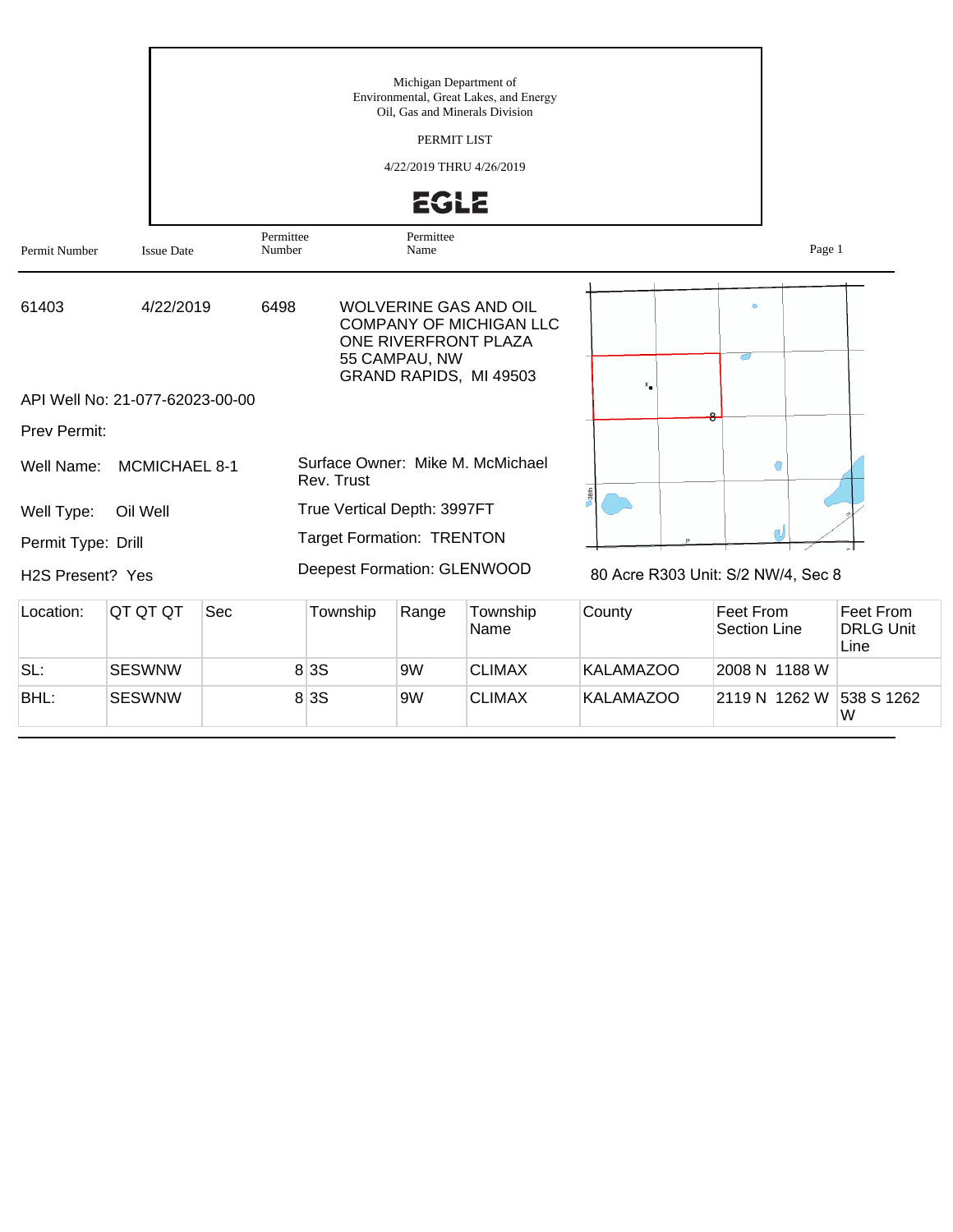Michigan Department of
Environmental, Great Lakes, and Energy
Oil, Gas and Minerals Division

PERMIT LIST

4/22/2019 THRU 4/26/2019

EGLE

| Permit Number | Issue Date | Permittee Number | Permittee Name |
|---|---|---|---|
| 61403 | 4/22/2019 | 6498 | WOLVERINE GAS AND OIL COMPANY OF MICHIGAN LLC<br>ONE RIVERFRONT PLAZA<br>55 CAMPAU, NW<br>GRAND RAPIDS, MI 49503 |

API Well No: 21-077-62023-00-00

Prev Permit:

Well Name: MCMICHAEL 8-1

Well Type: Oil Well

Permit Type: Drill

H2S Present? Yes

Surface Owner: Mike M. McMichael Rev. Trust

True Vertical Depth: 3997FT

Target Formation: TRENTON

Deepest Formation: GLENWOOD

80 Acre R303 Unit: S/2 NW/4, Sec 8

| Location: | QT QT QT | Sec | Township | Range | Township Name | County | Feet From Section Line | Feet From DRLG Unit Line |
|---|---|---|---|---|---|---|---|---|
| SL: | SESWNW | 8 | 3S | 9W | CLIMAX | KALAMAZOO | 2008 N 1188 W | |
| BHL: | SESWNW | 8 | 3S | 9W | CLIMAX | KALAMAZOO | 2119 N 1262 W | 538 S 1262 W |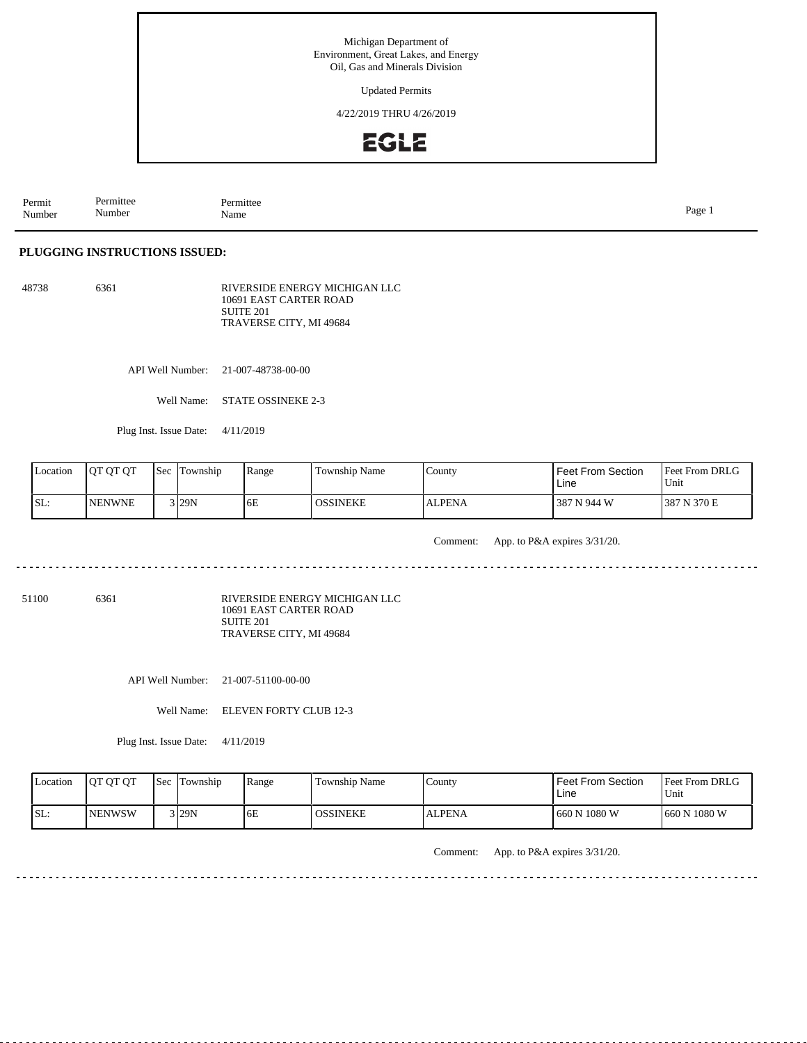Michigan Department of
Environment, Great Lakes, and Energy
Oil, Gas and Minerals Division

Updated Permits

4/22/2019 THRU 4/26/2019

EGLE

| Permit Number | Permittee Number | Permittee Name |
|---|---|---|

## PLUGGING INSTRUCTIONS ISSUED:

48738 6361 RIVERSIDE ENERGY MICHIGAN LLC
10691 EAST CARTER ROAD
SUITE 201
TRAVERSE CITY, MI 49684

API Well Number: 21-007-48738-00-00

Well Name: STATE OSSINEKE 2-3

Plug Inst. Issue Date: 4/11/2019

| Location | QT QT QT | Sec | Township | Range | Township Name | County | Feet From Section Line | Feet From DRLG Unit |
|---|---|---|---|---|---|---|---|---|
| SL: | NENWNE | 3 | 29N | 6E | OSSINEKE | ALPENA | 387 N 944 W | 387 N 370 E |

Comment: App. to P&A expires 3/31/20.

---

51100 6361 RIVERSIDE ENERGY MICHIGAN LLC
10691 EAST CARTER ROAD
SUITE 201
TRAVERSE CITY, MI 49684

API Well Number: 21-007-51100-00-00

Well Name: ELEVEN FORTY CLUB 12-3

Plug Inst. Issue Date: 4/11/2019

| Location | QT QT QT | Sec | Township | Range | Township Name | County | Feet From Section Line | Feet From DRLG Unit |
|---|---|---|---|---|---|---|---|---|
| SL: | NENWSW | 3 | 29N | 6E | OSSINEKE | ALPENA | 660 N 1080 W | 660 N 1080 W |

Comment: App. to P&A expires 3/31/20.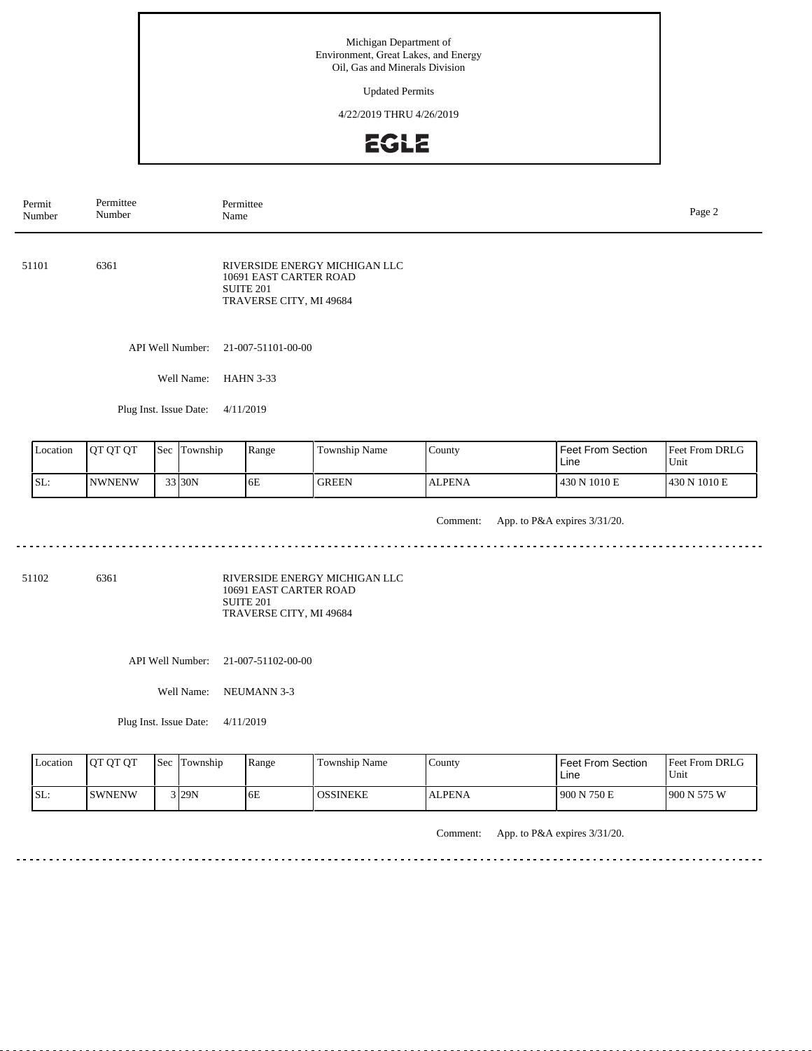| Permit Number | Permittee Number | Permittee Name |
|---|---|---|

51101 6361

RIVERSIDE ENERGY MICHIGAN LLC
10691 EAST CARTER ROAD
SUITE 201
TRAVERSE CITY, MI 49684

API Well Number: 21-007-51101-00-00

Well Name: HAHN 3-33

Plug Inst. Issue Date: 4/11/2019

| Location | QT QT QT | Sec | Township | Range | Township Name | County | Feet From Section Line | Feet From DRLG Unit |
|---|---|---|---|---|---|---|---|---|
| SL: | NWNENW | 33 | 30N | 6E | GREEN | ALPENA | 430 N 1010 E | 430 N 1010 E |

Comment: App. to P&A expires 3/31/20.

---

51102 6361

RIVERSIDE ENERGY MICHIGAN LLC
10691 EAST CARTER ROAD
SUITE 201
TRAVERSE CITY, MI 49684

API Well Number: 21-007-51102-00-00

Well Name: NEUMANN 3-3

Plug Inst. Issue Date: 4/11/2019

| Location | QT QT QT | Sec | Township | Range | Township Name | County | Feet From Section Line | Feet From DRLG Unit |
|---|---|---|---|---|---|---|---|---|
| SL: | SWNENW | 3 | 29N | 6E | OSSINEKE | ALPENA | 900 N 750 E | 900 N 575 W |

Comment: App. to P&A expires 3/31/20.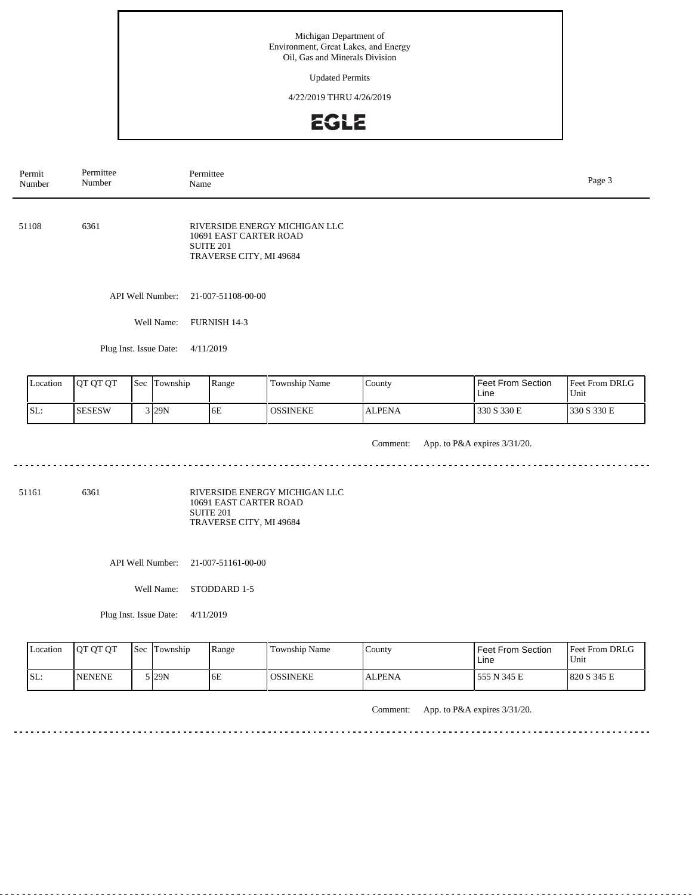Michigan Department of
Environment, Great Lakes, and Energy
Oil, Gas and Minerals Division

Updated Permits

4/22/2019 THRU 4/26/2019

EGLE

| Permit Number | Permittee Number | Permittee Name |
|---|---|---|

51108 6361 RIVERSIDE ENERGY MICHIGAN LLC
10691 EAST CARTER ROAD
SUITE 201
TRAVERSE CITY, MI 49684

API Well Number: 21-007-51108-00-00

Well Name: FURNISH 14-3

Plug Inst. Issue Date: 4/11/2019

| Location | QT QT QT | Sec | Township | Range | Township Name | County | Feet From Section Line | Feet From DRLG Unit |
|---|---|---|---|---|---|---|---|---|
| SL: | SESESW | 3 | 29N | 6E | OSSINEKE | ALPENA | 330 S 330 E | 330 S 330 E |

Comment: App. to P&A expires 3/31/20.

---

51161 6361 RIVERSIDE ENERGY MICHIGAN LLC
10691 EAST CARTER ROAD
SUITE 201
TRAVERSE CITY, MI 49684

API Well Number: 21-007-51161-00-00

Well Name: STODDARD 1-5

Plug Inst. Issue Date: 4/11/2019

| Location | QT QT QT | Sec | Township | Range | Township Name | County | Feet From Section Line | Feet From DRLG Unit |
|---|---|---|---|---|---|---|---|---|
| SL: | NENENE | 5 | 29N | 6E | OSSINEKE | ALPENA | 555 N 345 E | 820 S 345 E |

Comment: App. to P&A expires 3/31/20.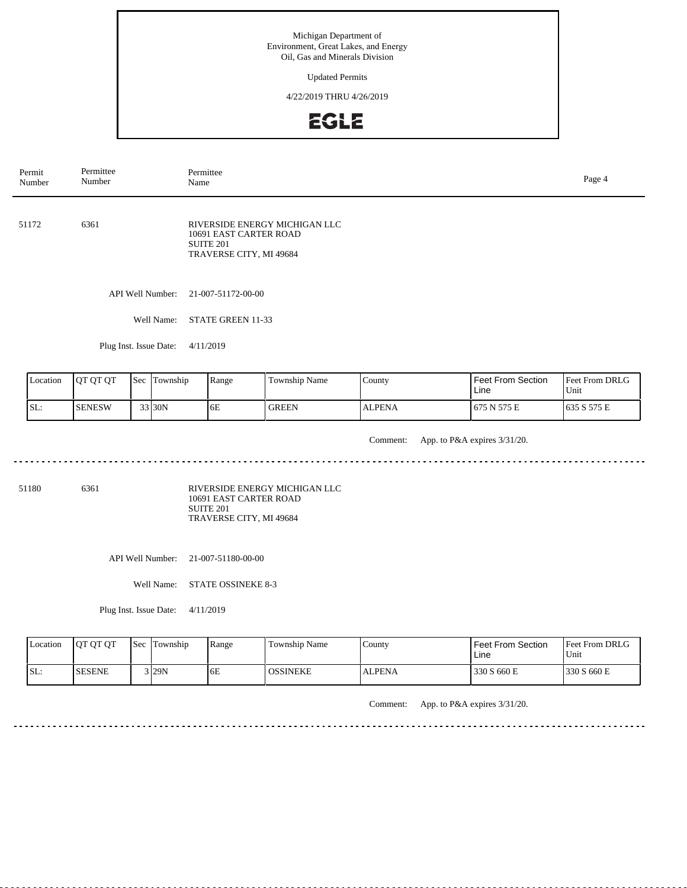Michigan Department of
Environment, Great Lakes, and Energy
Oil, Gas and Minerals Division

Updated Permits

4/22/2019 THRU 4/26/2019

EGLE

| Permit Number | Permittee Number | Permittee Name |
|---|---|---|

51172 6361 RIVERSIDE ENERGY MICHIGAN LLC
10691 EAST CARTER ROAD
SUITE 201
TRAVERSE CITY, MI 49684

API Well Number: 21-007-51172-00-00

Well Name: STATE GREEN 11-33

Plug Inst. Issue Date: 4/11/2019

| Location | QT QT QT | Sec | Township | Range | Township Name | County | Feet From Section Line | Feet From DRLG Unit |
|---|---|---|---|---|---|---|---|---|
| SL: | SENESW | 33 | 30N | 6E | GREEN | ALPENA | 675 N 575 E | 635 S 575 E |

Comment: App. to P&A expires 3/31/20.

---

51180 6361 RIVERSIDE ENERGY MICHIGAN LLC
10691 EAST CARTER ROAD
SUITE 201
TRAVERSE CITY, MI 49684

API Well Number: 21-007-51180-00-00

Well Name: STATE OSSINEKE 8-3

Plug Inst. Issue Date: 4/11/2019

| Location | QT QT QT | Sec | Township | Range | Township Name | County | Feet From Section Line | Feet From DRLG Unit |
|---|---|---|---|---|---|---|---|---|
| SL: | SESENE | 3 | 29N | 6E | OSSINEKE | ALPENA | 330 S 660 E | 330 S 660 E |

Comment: App. to P&A expires 3/31/20.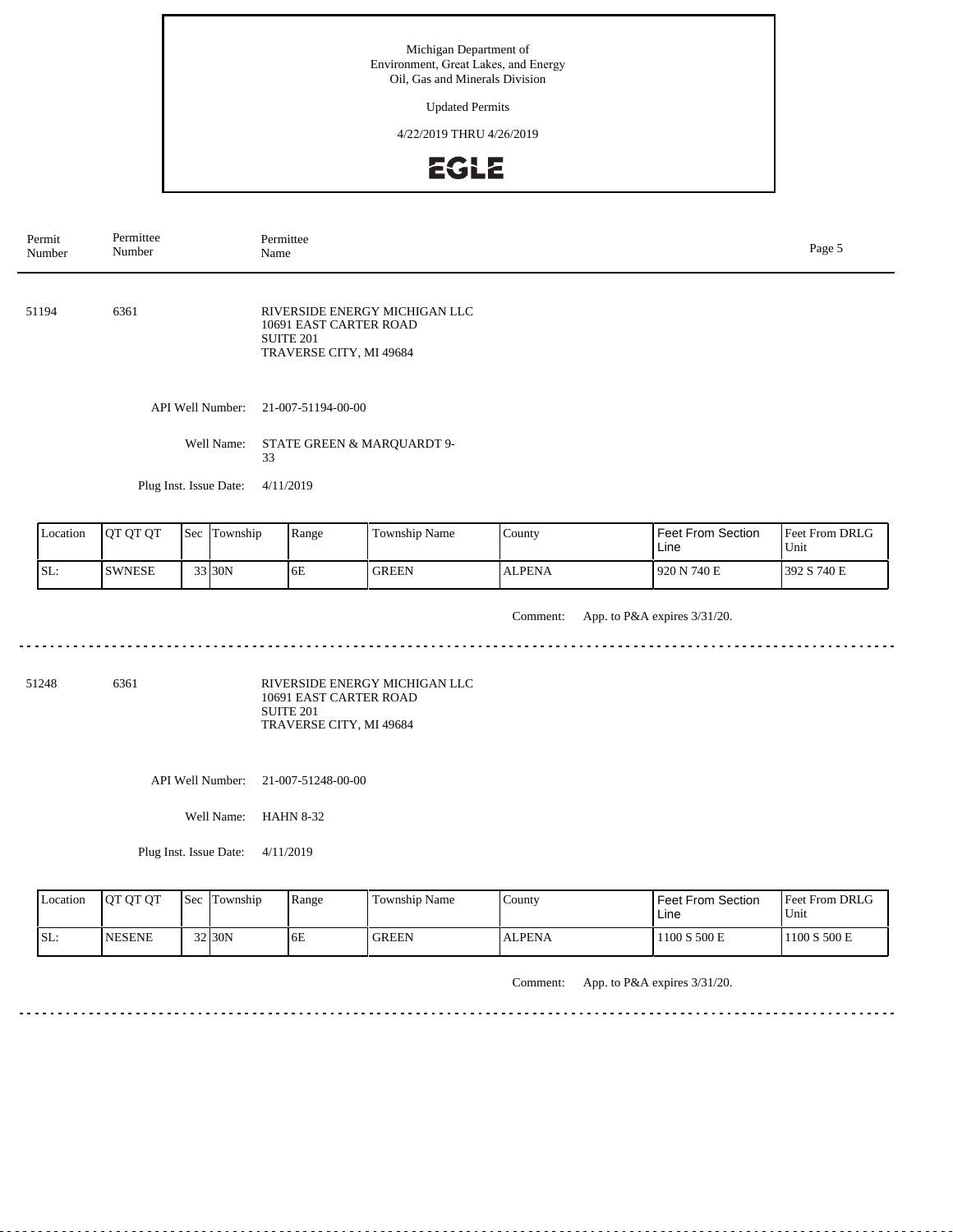Michigan Department of
Environment, Great Lakes, and Energy
Oil, Gas and Minerals Division

Updated Permits

4/22/2019 THRU 4/26/2019

EGLE

| Permit Number | Permittee Number | Permittee Name |
|---|---|---|

51194 6361

RIVERSIDE ENERGY MICHIGAN LLC
10691 EAST CARTER ROAD
SUITE 201
TRAVERSE CITY, MI 49684

API Well Number: 21-007-51194-00-00

Well Name: STATE GREEN & MARQUARDT 9-33

Plug Inst. Issue Date: 4/11/2019

| Location | QT QT QT | Sec | Township | Range | Township Name | County | Feet From Section Line | Feet From DRLG Unit |
|---|---|---|---|---|---|---|---|---|
| SL: | SWNESE | 33 | 30N | 6E | GREEN | ALPENA | 920 N 740 E | 392 S 740 E |

Comment: App. to P&A expires 3/31/20.

---

51248 6361

RIVERSIDE ENERGY MICHIGAN LLC
10691 EAST CARTER ROAD
SUITE 201
TRAVERSE CITY, MI 49684

API Well Number: 21-007-51248-00-00

Well Name: HAHN 8-32

Plug Inst. Issue Date: 4/11/2019

| Location | QT QT QT | Sec | Township | Range | Township Name | County | Feet From Section Line | Feet From DRLG Unit |
|---|---|---|---|---|---|---|---|---|
| SL: | NESENE | 32 | 30N | 6E | GREEN | ALPENA | 1100 S 500 E | 1100 S 500 E |

Comment: App. to P&A expires 3/31/20.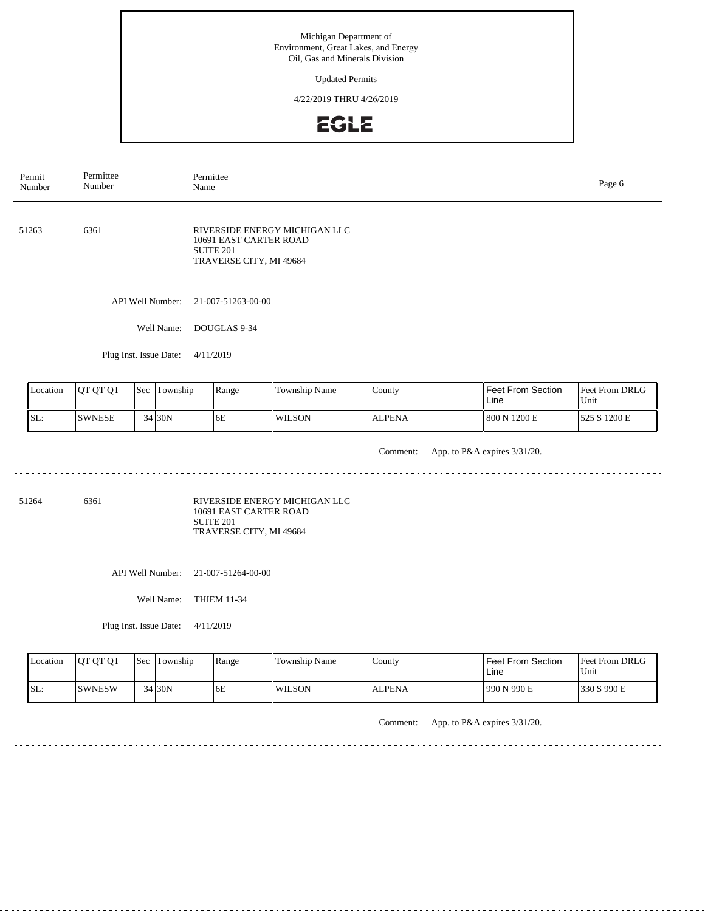Michigan Department of
Environment, Great Lakes, and Energy
Oil, Gas and Minerals Division

Updated Permits

4/22/2019 THRU 4/26/2019

| Permit Number | Permittee Number | Permittee Name |
|---|---|---|

51263 6361 RIVERSIDE ENERGY MICHIGAN LLC
10691 EAST CARTER ROAD
SUITE 201
TRAVERSE CITY, MI 49684

API Well Number: 21-007-51263-00-00

Well Name: DOUGLAS 9-34

Plug Inst. Issue Date: 4/11/2019

| Location | QT QT QT | Sec | Township | Range | Township Name | County | Feet From Section Line | Feet From DRLG Unit |
|---|---|---|---|---|---|---|---|---|
| SL: | SWNESE | 34 | 30N | 6E | WILSON | ALPENA | 800 N 1200 E | 525 S 1200 E |

Comment: App. to P&A expires 3/31/20.

---

51264 6361 RIVERSIDE ENERGY MICHIGAN LLC
10691 EAST CARTER ROAD
SUITE 201
TRAVERSE CITY, MI 49684

API Well Number: 21-007-51264-00-00

Well Name: THIEM 11-34

Plug Inst. Issue Date: 4/11/2019

| Location | QT QT QT | Sec | Township | Range | Township Name | County | Feet From Section Line | Feet From DRLG Unit |
|---|---|---|---|---|---|---|---|---|
| SL: | SWNESW | 34 | 30N | 6E | WILSON | ALPENA | 990 N 990 E | 330 S 990 E |

Comment: App. to P&A expires 3/31/20.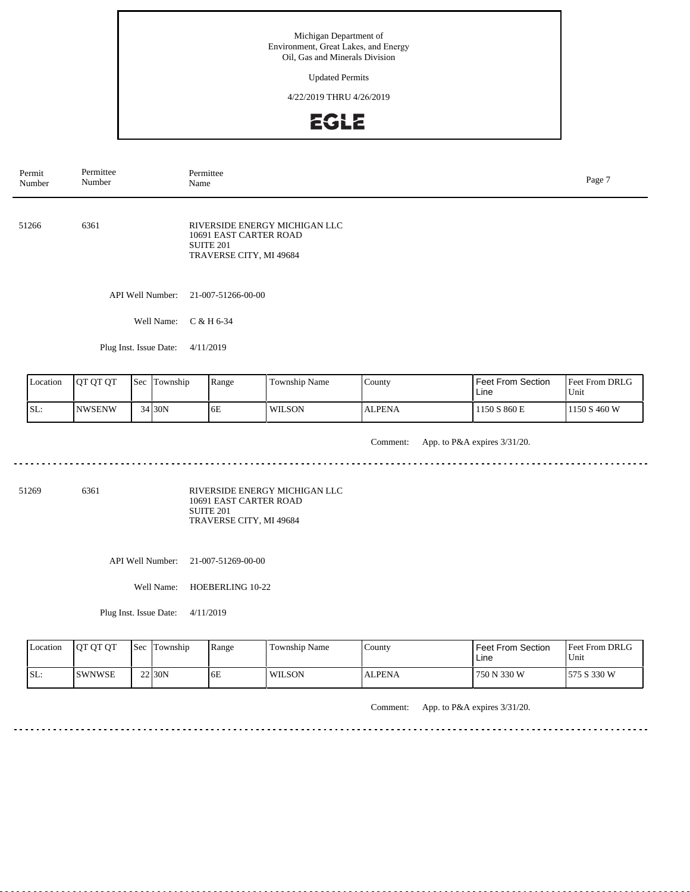Michigan Department of
Environment, Great Lakes, and Energy
Oil, Gas and Minerals Division

Updated Permits

4/22/2019 THRU 4/26/2019

EGLE

| Permit Number | Permittee Number | Permittee Name |
|---|---|---|

---

**51266** | **6361** | RIVERSIDE ENERGY MICHIGAN LLC
10691 EAST CARTER ROAD
SUITE 201
TRAVERSE CITY, MI 49684

API Well Number: 21-007-51266-00-00

Well Name: C & H 6-34

Plug Inst. Issue Date: 4/11/2019

| Location | QT QT QT | Sec | Township | Range | Township Name | County | Feet From Section Line | Feet From DRLG Unit |
|---|---|---|---|---|---|---|---|---|
| SL: | NWSENW | 34 | 30N | 6E | WILSON | ALPENA | 1150 S 860 E | 1150 S 460 W |

Comment: App. to P&A expires 3/31/20.

---

**51269** | **6361** | RIVERSIDE ENERGY MICHIGAN LLC
10691 EAST CARTER ROAD
SUITE 201
TRAVERSE CITY, MI 49684

API Well Number: 21-007-51269-00-00

Well Name: HOEBERLING 10-22

Plug Inst. Issue Date: 4/11/2019

| Location | QT QT QT | Sec | Township | Range | Township Name | County | Feet From Section Line | Feet From DRLG Unit |
|---|---|---|---|---|---|---|---|---|
| SL: | SWNWSE | 22 | 30N | 6E | WILSON | ALPENA | 750 N 330 W | 575 S 330 W |

Comment: App. to P&A expires 3/31/20.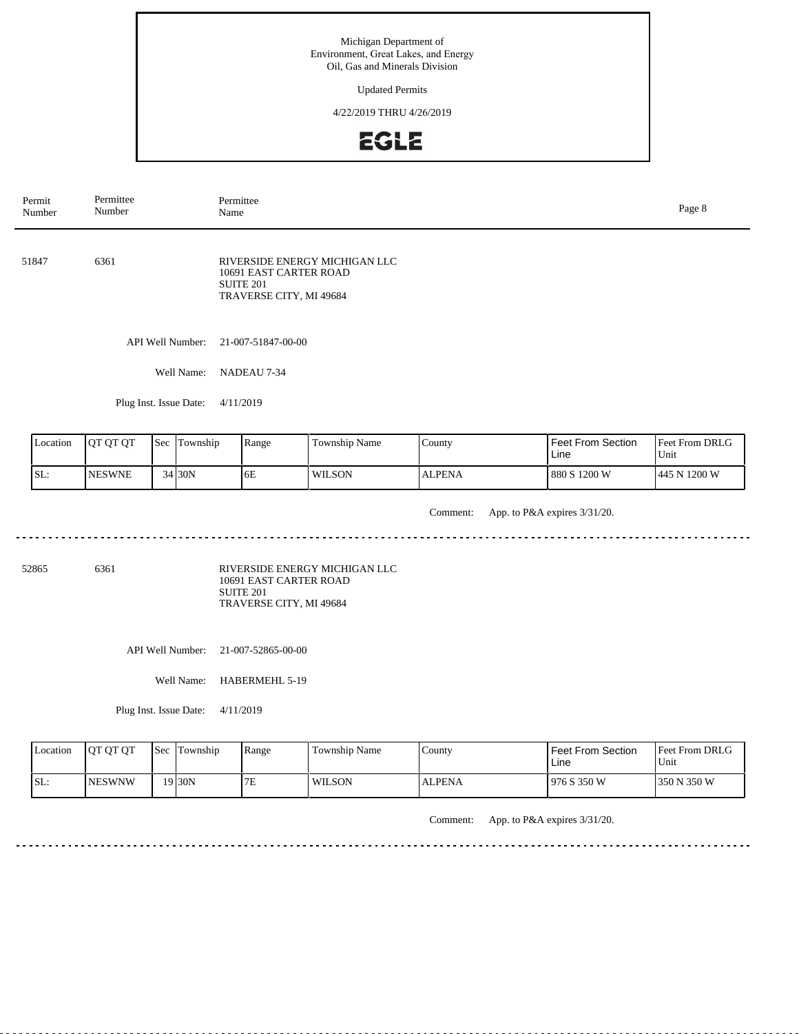Michigan Department of
Environment, Great Lakes, and Energy
Oil, Gas and Minerals Division

Updated Permits

4/22/2019 THRU 4/26/2019

EGLE

| Permit Number | Permittee Number | Permittee Name |
|---|---|---|

51847 6361 RIVERSIDE ENERGY MICHIGAN LLC
10691 EAST CARTER ROAD
SUITE 201
TRAVERSE CITY, MI 49684

API Well Number: 21-007-51847-00-00

Well Name: NADEAU 7-34

Plug Inst. Issue Date: 4/11/2019

| Location | QT QT QT | Sec | Township | Range | Township Name | County | Feet From Section Line | Feet From DRLG Unit |
|---|---|---|---|---|---|---|---|---|
| SL: | NESWNE | 34 | 30N | 6E | WILSON | ALPENA | 880 S 1200 W | 445 N 1200 W |

Comment: App. to P&A expires 3/31/20.

---

52865 6361 RIVERSIDE ENERGY MICHIGAN LLC
10691 EAST CARTER ROAD
SUITE 201
TRAVERSE CITY, MI 49684

API Well Number: 21-007-52865-00-00

Well Name: HABERMEHL 5-19

Plug Inst. Issue Date: 4/11/2019

| Location | QT QT QT | Sec | Township | Range | Township Name | County | Feet From Section Line | Feet From DRLG Unit |
|---|---|---|---|---|---|---|---|---|
| SL: | NESWNW | 19 | 30N | 7E | WILSON | ALPENA | 976 S 350 W | 350 N 350 W |

Comment: App. to P&A expires 3/31/20.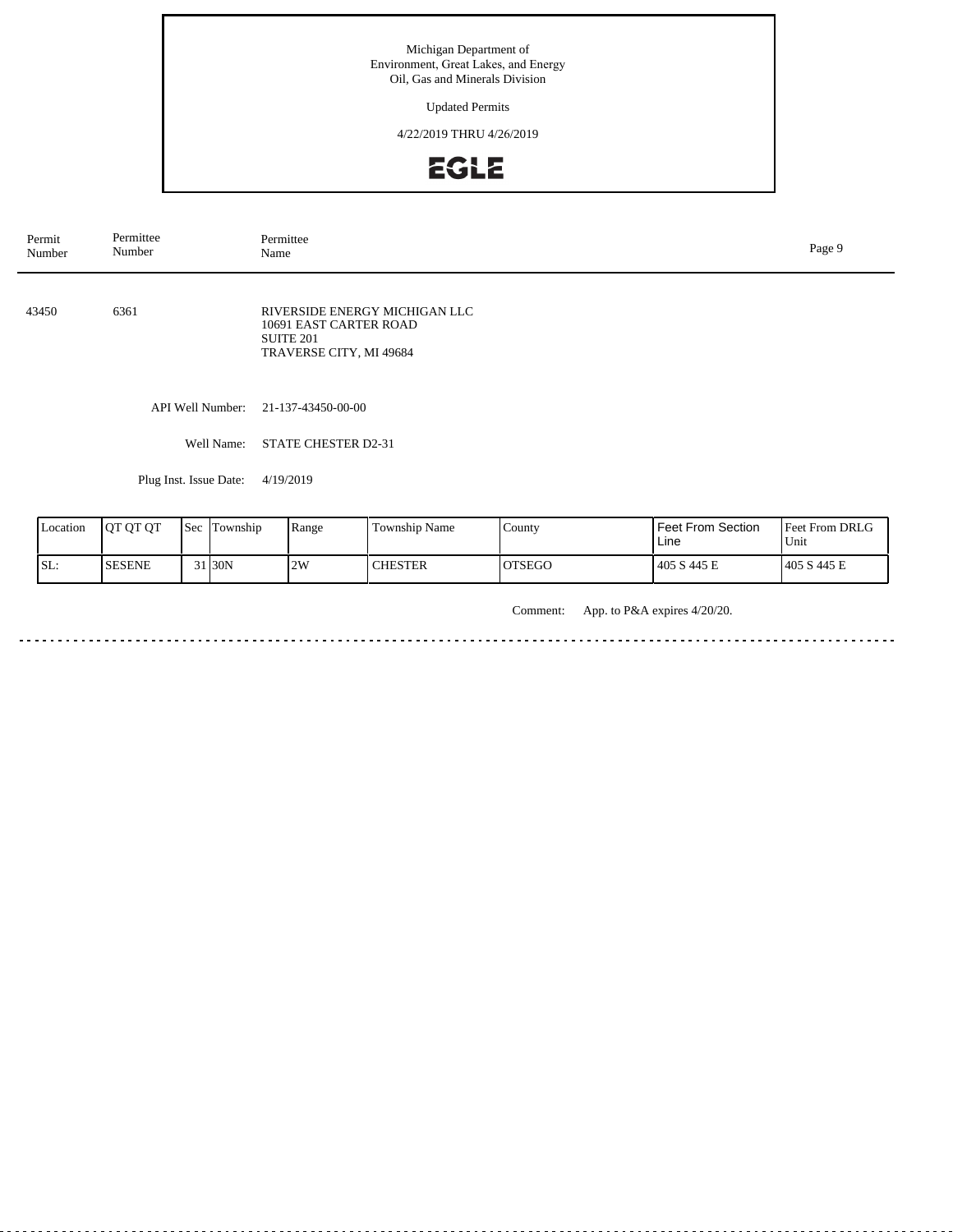Michigan Department of
Environment, Great Lakes, and Energy
Oil, Gas and Minerals Division

Updated Permits

4/22/2019 THRU 4/26/2019

EGLE

| Permit Number | Permittee Number | Permittee Name |
|---|---|---|
| 43450 | 6361 | RIVERSIDE ENERGY MICHIGAN LLC<br>10691 EAST CARTER ROAD<br>SUITE 201<br>TRAVERSE CITY, MI 49684 |

API Well Number: 21-137-43450-00-00

Well Name: STATE CHESTER D2-31

Plug Inst. Issue Date: 4/19/2019

| Location | QT QT QT | Sec | Township | Range | Township Name | County | Feet From Section Line | Feet From DRLG Unit |
|---|---|---|---|---|---|---|---|---|
| SL: | SESENE | 31 | 30N | 2W | CHESTER | OTSEGO | 405 S 445 E | 405 S 445 E |

Comment: App. to P&A expires 4/20/20.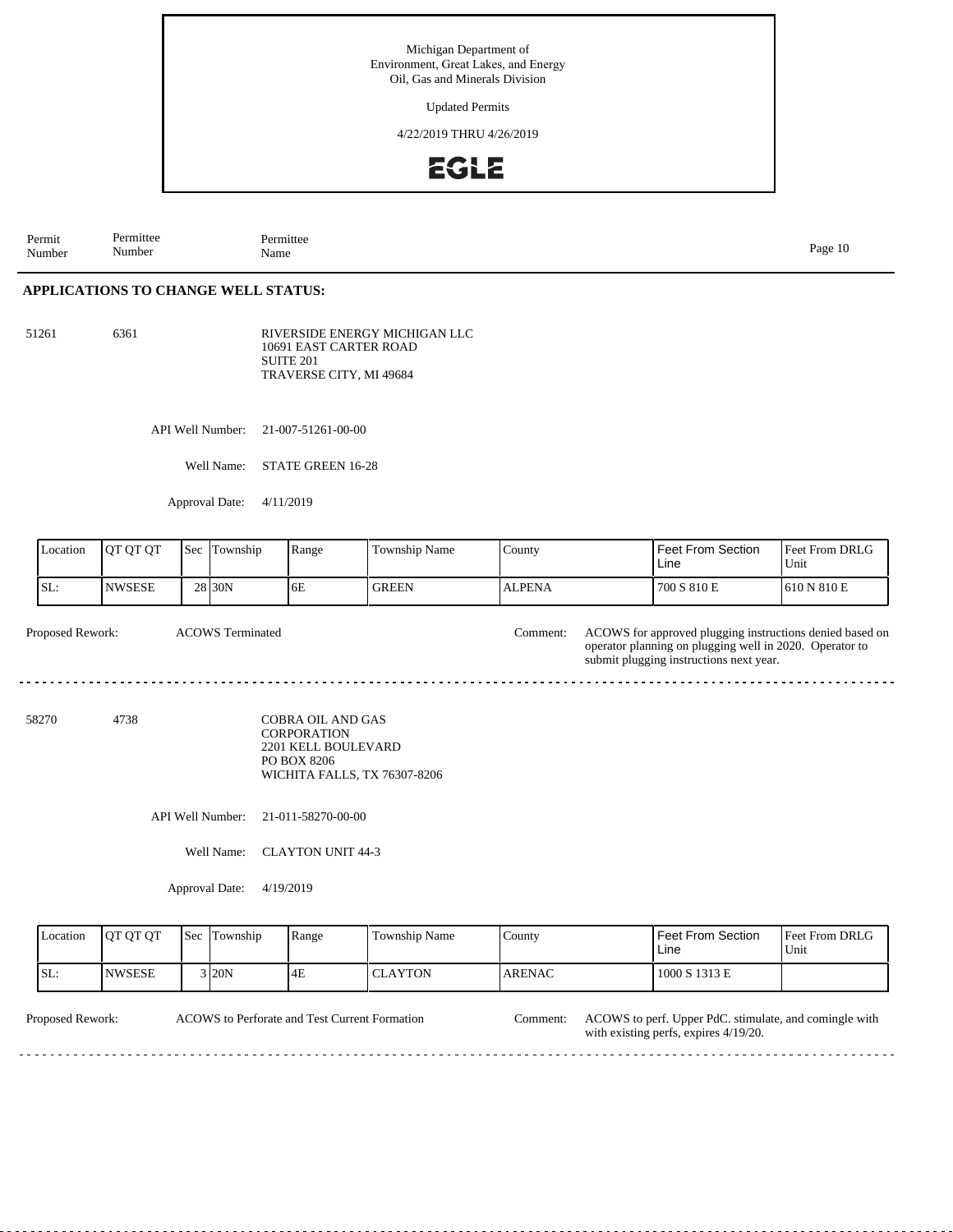| Permit Number | Permittee Number | Permittee Name |
|---|---|---|

## APPLICATIONS TO CHANGE WELL STATUS:

51261 6361 RIVERSIDE ENERGY MICHIGAN LLC
10691 EAST CARTER ROAD
SUITE 201
TRAVERSE CITY, MI 49684

API Well Number: 21-007-51261-00-00

Well Name: STATE GREEN 16-28

Approval Date: 4/11/2019

| Location | QT QT QT | Sec | Township | Range | Township Name | County | Feet From Section Line | Feet From DRLG Unit |
|---|---|---|---|---|---|---|---|---|
| SL: | NWSESE | 28 | 30N | 6E | GREEN | ALPENA | 700 S 810 E | 610 N 810 E |

Proposed Rework: ACOWS Terminated

Comment: ACOWS for approved plugging instructions denied based on operator planning on plugging well in 2020. Operator to submit plugging instructions next year.

---

58270 4738 COBRA OIL AND GAS
CORPORATION
2201 KELL BOULEVARD
PO BOX 8206
WICHITA FALLS, TX 76307-8206

API Well Number: 21-011-58270-00-00

Well Name: CLAYTON UNIT 44-3

Approval Date: 4/19/2019

| Location | QT QT QT | Sec | Township | Range | Township Name | County | Feet From Section Line | Feet From DRLG Unit |
|---|---|---|---|---|---|---|---|---|
| SL: | NWSESE | 3 | 20N | 4E | CLAYTON | ARENAC | 1000 S 1313 E | |

Proposed Rework: ACOWS to Perforate and Test Current Formation

Comment: ACOWS to perf. Upper PdC. stimulate, and comingle with with existing perfs, expires 4/19/20.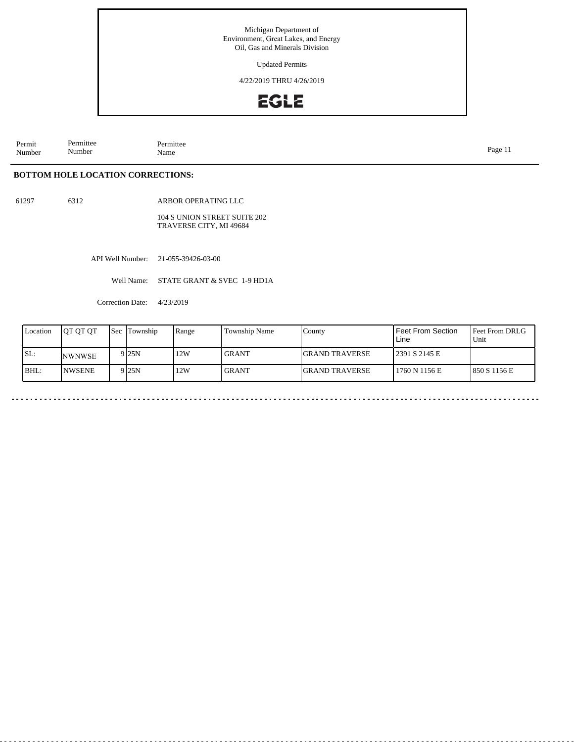Michigan Department of
Environment, Great Lakes, and Energy
Oil, Gas and Minerals Division

Updated Permits

4/22/2019 THRU 4/26/2019

EGLE

| Permit Number | Permittee Number | Permittee Name |
|---|---|---|

## BOTTOM HOLE LOCATION CORRECTIONS:

61297 6312 ARBOR OPERATING LLC

104 S UNION STREET SUITE 202
TRAVERSE CITY, MI 49684

API Well Number: 21-055-39426-03-00

Well Name: STATE GRANT & SVEC 1-9 HD1A

Correction Date: 4/23/2019

| Location | QT QT QT | Sec | Township | Range | Township Name | County | Feet From Section Line | Feet From DRLG Unit |
|---|---|---|---|---|---|---|---|---|
| SL: | NWNWSE | 9 | 25N | 12W | GRANT | GRAND TRAVERSE | 2391 S 2145 E | |
| BHL: | NWSENE | 9 | 25N | 12W | GRANT | GRAND TRAVERSE | 1760 N 1156 E | 850 S 1156 E |